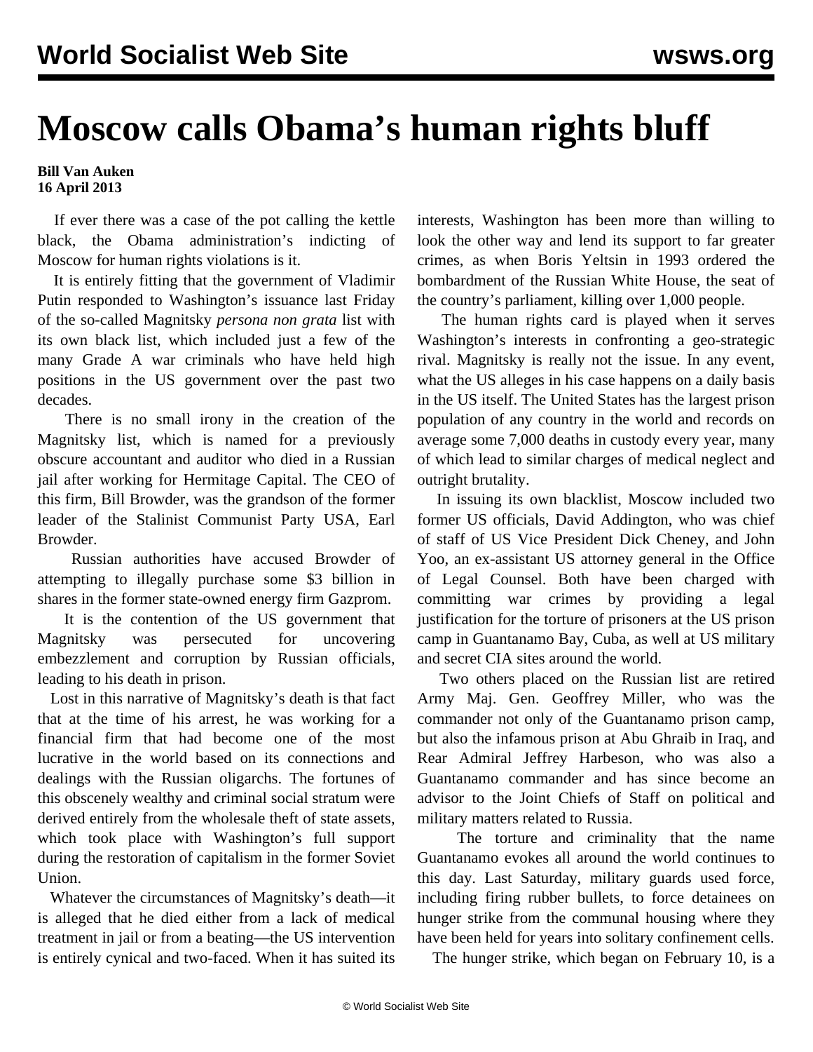# Moscow calls Obama's human rights bluff

**Bill Van Auken**
**16 April 2013**

If ever there was a case of the pot calling the kettle black, the Obama administration's indicting of Moscow for human rights violations is it.

It is entirely fitting that the government of Vladimir Putin responded to Washington's issuance last Friday of the so-called Magnitsky *persona non grata* list with its own black list, which included just a few of the many Grade A war criminals who have held high positions in the US government over the past two decades.

There is no small irony in the creation of the Magnitsky list, which is named for a previously obscure accountant and auditor who died in a Russian jail after working for Hermitage Capital. The CEO of this firm, Bill Browder, was the grandson of the former leader of the Stalinist Communist Party USA, Earl Browder.

Russian authorities have accused Browder of attempting to illegally purchase some $3 billion in shares in the former state-owned energy firm Gazprom.

It is the contention of the US government that Magnitsky was persecuted for uncovering embezzlement and corruption by Russian officials, leading to his death in prison.

Lost in this narrative of Magnitsky's death is that fact that at the time of his arrest, he was working for a financial firm that had become one of the most lucrative in the world based on its connections and dealings with the Russian oligarchs. The fortunes of this obscenely wealthy and criminal social stratum were derived entirely from the wholesale theft of state assets, which took place with Washington's full support during the restoration of capitalism in the former Soviet Union.

Whatever the circumstances of Magnitsky's death—it is alleged that he died either from a lack of medical treatment in jail or from a beating—the US intervention is entirely cynical and two-faced. When it has suited its interests, Washington has been more than willing to look the other way and lend its support to far greater crimes, as when Boris Yeltsin in 1993 ordered the bombardment of the Russian White House, the seat of the country's parliament, killing over 1,000 people.

The human rights card is played when it serves Washington's interests in confronting a geo-strategic rival. Magnitsky is really not the issue. In any event, what the US alleges in his case happens on a daily basis in the US itself. The United States has the largest prison population of any country in the world and records on average some 7,000 deaths in custody every year, many of which lead to similar charges of medical neglect and outright brutality.

In issuing its own blacklist, Moscow included two former US officials, David Addington, who was chief of staff of US Vice President Dick Cheney, and John Yoo, an ex-assistant US attorney general in the Office of Legal Counsel. Both have been charged with committing war crimes by providing a legal justification for the torture of prisoners at the US prison camp in Guantanamo Bay, Cuba, as well at US military and secret CIA sites around the world.

Two others placed on the Russian list are retired Army Maj. Gen. Geoffrey Miller, who was the commander not only of the Guantanamo prison camp, but also the infamous prison at Abu Ghraib in Iraq, and Rear Admiral Jeffrey Harbeson, who was also a Guantanamo commander and has since become an advisor to the Joint Chiefs of Staff on political and military matters related to Russia.

The torture and criminality that the name Guantanamo evokes all around the world continues to this day. Last Saturday, military guards used force, including firing rubber bullets, to force detainees on hunger strike from the communal housing where they have been held for years into solitary confinement cells.

The hunger strike, which began on February 10, is a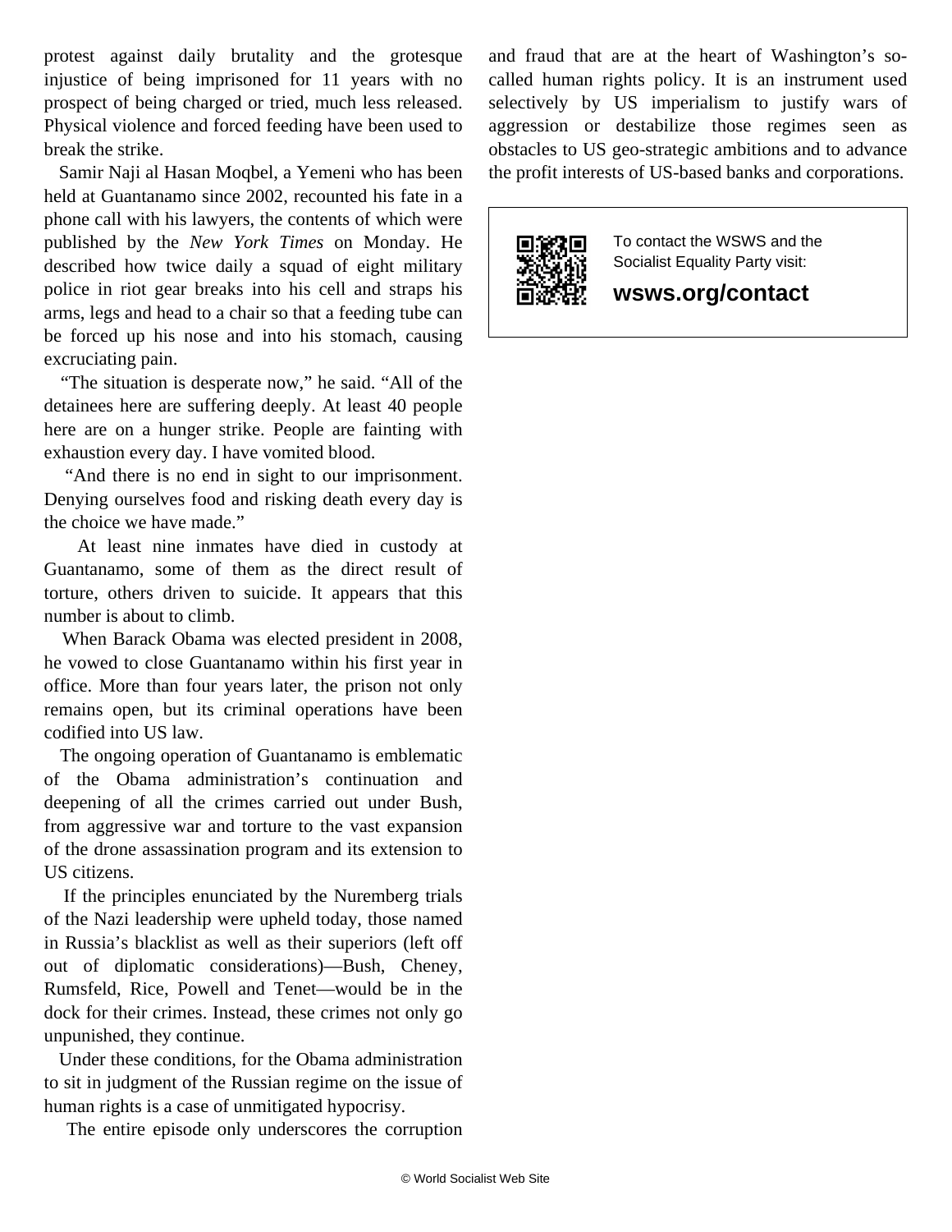protest against daily brutality and the grotesque injustice of being imprisoned for 11 years with no prospect of being charged or tried, much less released. Physical violence and forced feeding have been used to break the strike.

Samir Naji al Hasan Moqbel, a Yemeni who has been held at Guantanamo since 2002, recounted his fate in a phone call with his lawyers, the contents of which were published by the *New York Times* on Monday. He described how twice daily a squad of eight military police in riot gear breaks into his cell and straps his arms, legs and head to a chair so that a feeding tube can be forced up his nose and into his stomach, causing excruciating pain.

"The situation is desperate now," he said. "All of the detainees here are suffering deeply. At least 40 people here are on a hunger strike. People are fainting with exhaustion every day. I have vomited blood.

"And there is no end in sight to our imprisonment. Denying ourselves food and risking death every day is the choice we have made."

At least nine inmates have died in custody at Guantanamo, some of them as the direct result of torture, others driven to suicide. It appears that this number is about to climb.

When Barack Obama was elected president in 2008, he vowed to close Guantanamo within his first year in office. More than four years later, the prison not only remains open, but its criminal operations have been codified into US law.

The ongoing operation of Guantanamo is emblematic of the Obama administration's continuation and deepening of all the crimes carried out under Bush, from aggressive war and torture to the vast expansion of the drone assassination program and its extension to US citizens.

If the principles enunciated by the Nuremberg trials of the Nazi leadership were upheld today, those named in Russia's blacklist as well as their superiors (left off out of diplomatic considerations)—Bush, Cheney, Rumsfeld, Rice, Powell and Tenet—would be in the dock for their crimes. Instead, these crimes not only go unpunished, they continue.

Under these conditions, for the Obama administration to sit in judgment of the Russian regime on the issue of human rights is a case of unmitigated hypocrisy.

The entire episode only underscores the corruption and fraud that are at the heart of Washington's so-called human rights policy. It is an instrument used selectively by US imperialism to justify wars of aggression or destabilize those regimes seen as obstacles to US geo-strategic ambitions and to advance the profit interests of US-based banks and corporations.

To contact the WSWS and the Socialist Equality Party visit:

**wsws.org/contact**